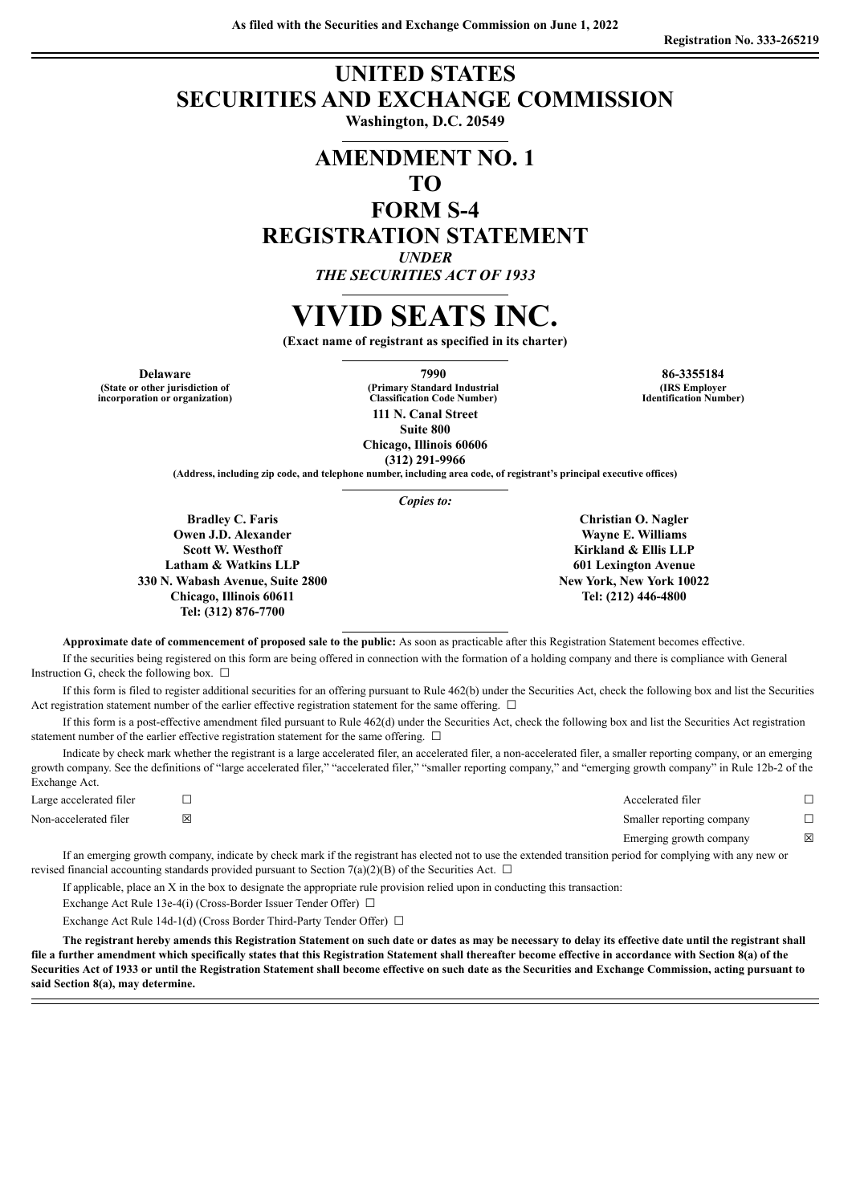As filed with the Securities and Exchange Commission on June 1, 2022

Registration No. 333-265219

# UNITED STATES SECURITIES AND EXCHANGE COMMISSION

**Washington, D.C. 20549**

## AMENDMENT NO. 1 TO FORM S-4 REGISTRATION STATEMENT

*UNDER*

*THE SECURITIES ACT OF 1933*

# VIVID SEATS INC.

**(Exact name of registrant as specified in its charter)**

| **Delaware** | **7990** | **86-3355184** |
|---|---|---|
| **(State or other jurisdiction of incorporation or organization)** | **(Primary Standard Industrial Classification Code Number)** | **(IRS Employer Identification Number)** |

**111 N. Canal Street**
**Suite 800**
**Chicago, Illinois 60606**
**(312) 291-9966**

**(Address, including zip code, and telephone number, including area code, of registrant's principal executive offices)**

*Copies to:*

**Bradley C. Faris**
**Owen J.D. Alexander**
**Scott W. Westhoff**
**Latham & Watkins LLP**
**330 N. Wabash Avenue, Suite 2800**
**Chicago, Illinois 60611**
**Tel: (312) 876-7700**

**Christian O. Nagler**
**Wayne E. Williams**
**Kirkland & Ellis LLP**
**601 Lexington Avenue**
**New York, New York 10022**
**Tel: (212) 446-4800**

**Approximate date of commencement of proposed sale to the public:** As soon as practicable after this Registration Statement becomes effective.

If the securities being registered on this form are being offered in connection with the formation of a holding company and there is compliance with General Instruction G, check the following box. ☐

If this form is filed to register additional securities for an offering pursuant to Rule 462(b) under the Securities Act, check the following box and list the Securities Act registration statement number of the earlier effective registration statement for the same offering. ☐

If this form is a post-effective amendment filed pursuant to Rule 462(d) under the Securities Act, check the following box and list the Securities Act registration statement number of the earlier effective registration statement for the same offering. ☐

Indicate by check mark whether the registrant is a large accelerated filer, an accelerated filer, a non-accelerated filer, a smaller reporting company, or an emerging growth company. See the definitions of "large accelerated filer," "accelerated filer," "smaller reporting company," and "emerging growth company" in Rule 12b-2 of the Exchange Act.

| | | | |
|---|---|---|---|
| Large accelerated filer | ☐ | Accelerated filer | ☐ |
| Non-accelerated filer | ☒ | Smaller reporting company | ☐ |
| | | Emerging growth company | ☒ |

If an emerging growth company, indicate by check mark if the registrant has elected not to use the extended transition period for complying with any new or revised financial accounting standards provided pursuant to Section 7(a)(2)(B) of the Securities Act. ☐

If applicable, place an X in the box to designate the appropriate rule provision relied upon in conducting this transaction:

Exchange Act Rule 13e-4(i) (Cross-Border Issuer Tender Offer) ☐

Exchange Act Rule 14d-1(d) (Cross Border Third-Party Tender Offer) ☐

**The registrant hereby amends this Registration Statement on such date or dates as may be necessary to delay its effective date until the registrant shall file a further amendment which specifically states that this Registration Statement shall thereafter become effective in accordance with Section 8(a) of the Securities Act of 1933 or until the Registration Statement shall become effective on such date as the Securities and Exchange Commission, acting pursuant to said Section 8(a), may determine.**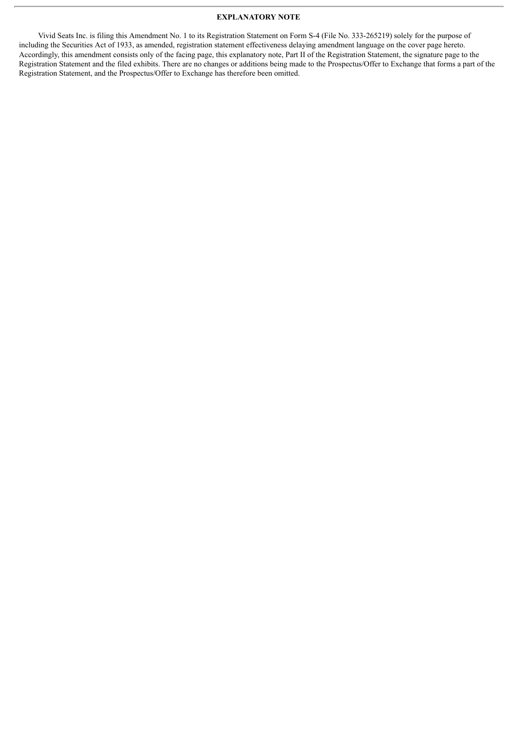## EXPLANATORY NOTE

Vivid Seats Inc. is filing this Amendment No. 1 to its Registration Statement on Form S-4 (File No. 333-265219) solely for the purpose of including the Securities Act of 1933, as amended, registration statement effectiveness delaying amendment language on the cover page hereto. Accordingly, this amendment consists only of the facing page, this explanatory note, Part II of the Registration Statement, the signature page to the Registration Statement and the filed exhibits. There are no changes or additions being made to the Prospectus/Offer to Exchange that forms a part of the Registration Statement, and the Prospectus/Offer to Exchange has therefore been omitted.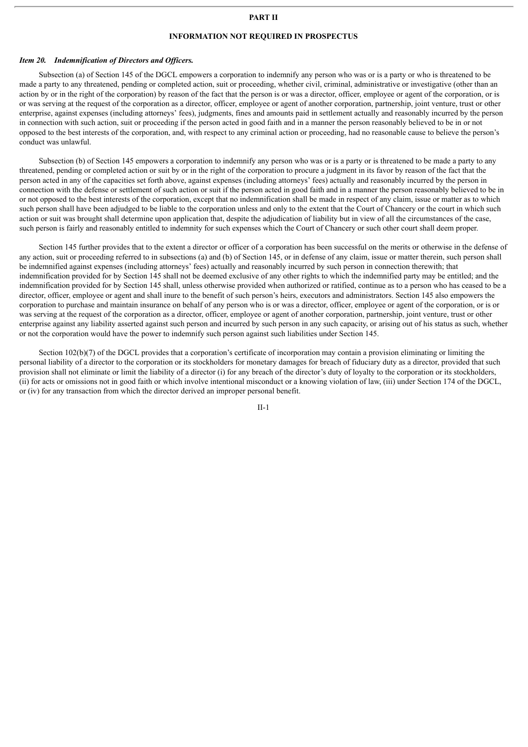**PART II**

**INFORMATION NOT REQUIRED IN PROSPECTUS**

***Item 20. Indemnification of Directors and Officers.***

Subsection (a) of Section 145 of the DGCL empowers a corporation to indemnify any person who was or is a party or who is threatened to be made a party to any threatened, pending or completed action, suit or proceeding, whether civil, criminal, administrative or investigative (other than an action by or in the right of the corporation) by reason of the fact that the person is or was a director, officer, employee or agent of the corporation, or is or was serving at the request of the corporation as a director, officer, employee or agent of another corporation, partnership, joint venture, trust or other enterprise, against expenses (including attorneys' fees), judgments, fines and amounts paid in settlement actually and reasonably incurred by the person in connection with such action, suit or proceeding if the person acted in good faith and in a manner the person reasonably believed to be in or not opposed to the best interests of the corporation, and, with respect to any criminal action or proceeding, had no reasonable cause to believe the person's conduct was unlawful.

Subsection (b) of Section 145 empowers a corporation to indemnify any person who was or is a party or is threatened to be made a party to any threatened, pending or completed action or suit by or in the right of the corporation to procure a judgment in its favor by reason of the fact that the person acted in any of the capacities set forth above, against expenses (including attorneys' fees) actually and reasonably incurred by the person in connection with the defense or settlement of such action or suit if the person acted in good faith and in a manner the person reasonably believed to be in or not opposed to the best interests of the corporation, except that no indemnification shall be made in respect of any claim, issue or matter as to which such person shall have been adjudged to be liable to the corporation unless and only to the extent that the Court of Chancery or the court in which such action or suit was brought shall determine upon application that, despite the adjudication of liability but in view of all the circumstances of the case, such person is fairly and reasonably entitled to indemnity for such expenses which the Court of Chancery or such other court shall deem proper.

Section 145 further provides that to the extent a director or officer of a corporation has been successful on the merits or otherwise in the defense of any action, suit or proceeding referred to in subsections (a) and (b) of Section 145, or in defense of any claim, issue or matter therein, such person shall be indemnified against expenses (including attorneys' fees) actually and reasonably incurred by such person in connection therewith; that indemnification provided for by Section 145 shall not be deemed exclusive of any other rights to which the indemnified party may be entitled; and the indemnification provided for by Section 145 shall, unless otherwise provided when authorized or ratified, continue as to a person who has ceased to be a director, officer, employee or agent and shall inure to the benefit of such person's heirs, executors and administrators. Section 145 also empowers the corporation to purchase and maintain insurance on behalf of any person who is or was a director, officer, employee or agent of the corporation, or is or was serving at the request of the corporation as a director, officer, employee or agent of another corporation, partnership, joint venture, trust or other enterprise against any liability asserted against such person and incurred by such person in any such capacity, or arising out of his status as such, whether or not the corporation would have the power to indemnify such person against such liabilities under Section 145.

Section 102(b)(7) of the DGCL provides that a corporation's certificate of incorporation may contain a provision eliminating or limiting the personal liability of a director to the corporation or its stockholders for monetary damages for breach of fiduciary duty as a director, provided that such provision shall not eliminate or limit the liability of a director (i) for any breach of the director's duty of loyalty to the corporation or its stockholders, (ii) for acts or omissions not in good faith or which involve intentional misconduct or a knowing violation of law, (iii) under Section 174 of the DGCL, or (iv) for any transaction from which the director derived an improper personal benefit.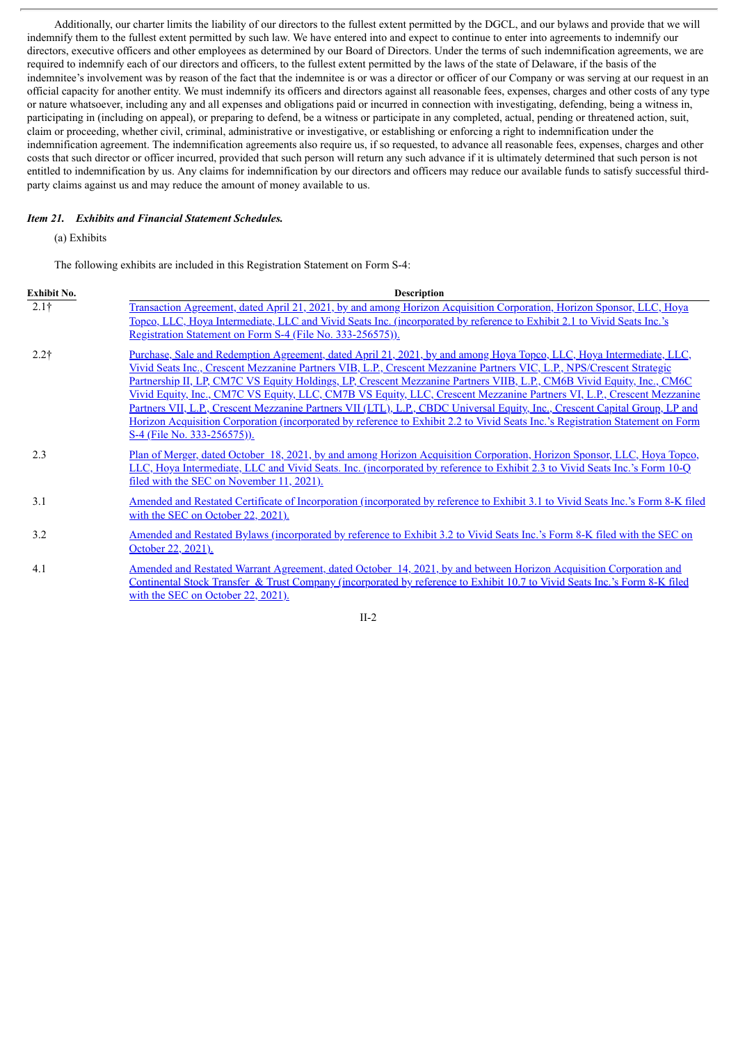Additionally, our charter limits the liability of our directors to the fullest extent permitted by the DGCL, and our bylaws and provide that we will indemnify them to the fullest extent permitted by such law. We have entered into and expect to continue to enter into agreements to indemnify our directors, executive officers and other employees as determined by our Board of Directors. Under the terms of such indemnification agreements, we are required to indemnify each of our directors and officers, to the fullest extent permitted by the laws of the state of Delaware, if the basis of the indemnitee's involvement was by reason of the fact that the indemnitee is or was a director or officer of our Company or was serving at our request in an official capacity for another entity. We must indemnify its officers and directors against all reasonable fees, expenses, charges and other costs of any type or nature whatsoever, including any and all expenses and obligations paid or incurred in connection with investigating, defending, being a witness in, participating in (including on appeal), or preparing to defend, be a witness or participate in any completed, actual, pending or threatened action, suit, claim or proceeding, whether civil, criminal, administrative or investigative, or establishing or enforcing a right to indemnification under the indemnification agreement. The indemnification agreements also require us, if so requested, to advance all reasonable fees, expenses, charges and other costs that such director or officer incurred, provided that such person will return any such advance if it is ultimately determined that such person is not entitled to indemnification by us. Any claims for indemnification by our directors and officers may reduce our available funds to satisfy successful third-party claims against us and may reduce the amount of money available to us.

***Item 21. Exhibits and Financial Statement Schedules.***

(a) Exhibits

The following exhibits are included in this Registration Statement on Form S-4:

| Exhibit No. | Description |
|---|---|
| 2.1† | Transaction Agreement, dated April 21, 2021, by and among Horizon Acquisition Corporation, Horizon Sponsor, LLC, Hoya Topco, LLC, Hoya Intermediate, LLC and Vivid Seats Inc. (incorporated by reference to Exhibit 2.1 to Vivid Seats Inc.'s Registration Statement on Form S-4 (File No. 333-256575)). |
| 2.2† | Purchase, Sale and Redemption Agreement, dated April 21, 2021, by and among Hoya Topco, LLC, Hoya Intermediate, LLC, Vivid Seats Inc., Crescent Mezzanine Partners VIB, L.P., Crescent Mezzanine Partners VIC, L.P., NPS/Crescent Strategic Partnership II, LP, CM7C VS Equity Holdings, LP, Crescent Mezzanine Partners VIIIB, L.P., CM6B Vivid Equity, Inc., CM6C Vivid Equity, Inc., CM7C VS Equity, LLC, CM7B VS Equity, LLC, Crescent Mezzanine Partners VI, L.P., Crescent Mezzanine Partners VII, L.P., Crescent Mezzanine Partners VII (LTL), L.P., CBDC Universal Equity, Inc., Crescent Capital Group, LP and Horizon Acquisition Corporation (incorporated by reference to Exhibit 2.2 to Vivid Seats Inc.'s Registration Statement on Form S-4 (File No. 333-256575)). |
| 2.3 | Plan of Merger, dated October 18, 2021, by and among Horizon Acquisition Corporation, Horizon Sponsor, LLC, Hoya Topco, LLC, Hoya Intermediate, LLC and Vivid Seats. Inc. (incorporated by reference to Exhibit 2.3 to Vivid Seats Inc.'s Form 10-Q filed with the SEC on November 11, 2021). |
| 3.1 | Amended and Restated Certificate of Incorporation (incorporated by reference to Exhibit 3.1 to Vivid Seats Inc.'s Form 8-K filed with the SEC on October 22, 2021). |
| 3.2 | Amended and Restated Bylaws (incorporated by reference to Exhibit 3.2 to Vivid Seats Inc.'s Form 8-K filed with the SEC on October 22, 2021). |
| 4.1 | Amended and Restated Warrant Agreement, dated October 14, 2021, by and between Horizon Acquisition Corporation and Continental Stock Transfer & Trust Company (incorporated by reference to Exhibit 10.7 to Vivid Seats Inc.'s Form 8-K filed with the SEC on October 22, 2021). |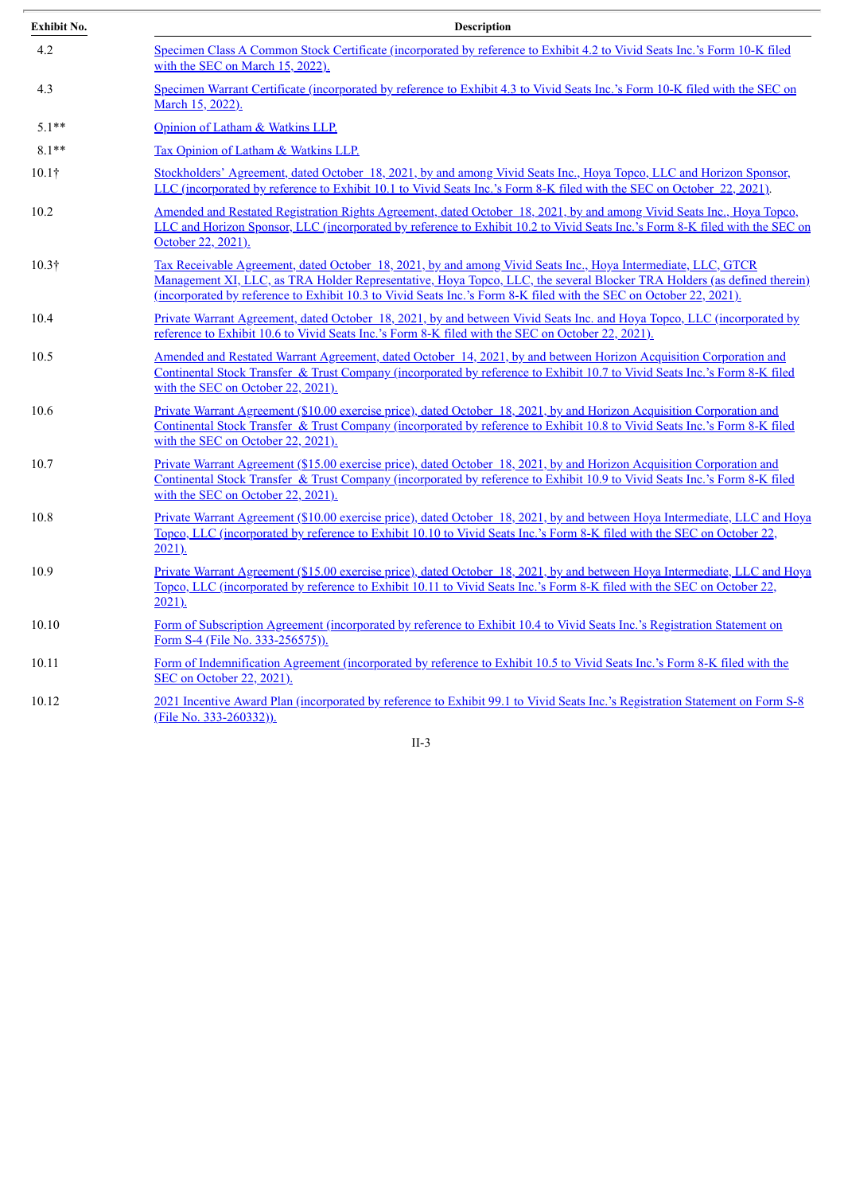| Exhibit No. | Description |
|---|---|
| 4.2 | Specimen Class A Common Stock Certificate (incorporated by reference to Exhibit 4.2 to Vivid Seats Inc.'s Form 10-K filed with the SEC on March 15, 2022). |
| 4.3 | Specimen Warrant Certificate (incorporated by reference to Exhibit 4.3 to Vivid Seats Inc.'s Form 10-K filed with the SEC on March 15, 2022). |
| 5.1** | Opinion of Latham & Watkins LLP. |
| 8.1** | Tax Opinion of Latham & Watkins LLP. |
| 10.1† | Stockholders' Agreement, dated October 18, 2021, by and among Vivid Seats Inc., Hoya Topco, LLC and Horizon Sponsor, LLC (incorporated by reference to Exhibit 10.1 to Vivid Seats Inc.'s Form 8-K filed with the SEC on October 22, 2021). |
| 10.2 | Amended and Restated Registration Rights Agreement, dated October 18, 2021, by and among Vivid Seats Inc., Hoya Topco, LLC and Horizon Sponsor, LLC (incorporated by reference to Exhibit 10.2 to Vivid Seats Inc.'s Form 8-K filed with the SEC on October 22, 2021). |
| 10.3† | Tax Receivable Agreement, dated October 18, 2021, by and among Vivid Seats Inc., Hoya Intermediate, LLC, GTCR Management XI, LLC, as TRA Holder Representative, Hoya Topco, LLC, the several Blocker TRA Holders (as defined therein) (incorporated by reference to Exhibit 10.3 to Vivid Seats Inc.'s Form 8-K filed with the SEC on October 22, 2021). |
| 10.4 | Private Warrant Agreement, dated October 18, 2021, by and between Vivid Seats Inc. and Hoya Topco, LLC (incorporated by reference to Exhibit 10.6 to Vivid Seats Inc.'s Form 8-K filed with the SEC on October 22, 2021). |
| 10.5 | Amended and Restated Warrant Agreement, dated October 14, 2021, by and between Horizon Acquisition Corporation and Continental Stock Transfer & Trust Company (incorporated by reference to Exhibit 10.7 to Vivid Seats Inc.'s Form 8-K filed with the SEC on October 22, 2021). |
| 10.6 | Private Warrant Agreement ($10.00 exercise price), dated October 18, 2021, by and Horizon Acquisition Corporation and Continental Stock Transfer & Trust Company (incorporated by reference to Exhibit 10.8 to Vivid Seats Inc.'s Form 8-K filed with the SEC on October 22, 2021). |
| 10.7 | Private Warrant Agreement ($15.00 exercise price), dated October 18, 2021, by and Horizon Acquisition Corporation and Continental Stock Transfer & Trust Company (incorporated by reference to Exhibit 10.9 to Vivid Seats Inc.'s Form 8-K filed with the SEC on October 22, 2021). |
| 10.8 | Private Warrant Agreement ($10.00 exercise price), dated October 18, 2021, by and between Hoya Intermediate, LLC and Hoya Topco, LLC (incorporated by reference to Exhibit 10.10 to Vivid Seats Inc.'s Form 8-K filed with the SEC on October 22, 2021). |
| 10.9 | Private Warrant Agreement ($15.00 exercise price), dated October 18, 2021, by and between Hoya Intermediate, LLC and Hoya Topco, LLC (incorporated by reference to Exhibit 10.11 to Vivid Seats Inc.'s Form 8-K filed with the SEC on October 22, 2021). |
| 10.10 | Form of Subscription Agreement (incorporated by reference to Exhibit 10.4 to Vivid Seats Inc.'s Registration Statement on Form S-4 (File No. 333-256575)). |
| 10.11 | Form of Indemnification Agreement (incorporated by reference to Exhibit 10.5 to Vivid Seats Inc.'s Form 8-K filed with the SEC on October 22, 2021). |
| 10.12 | 2021 Incentive Award Plan (incorporated by reference to Exhibit 99.1 to Vivid Seats Inc.'s Registration Statement on Form S-8 (File No. 333-260332)). |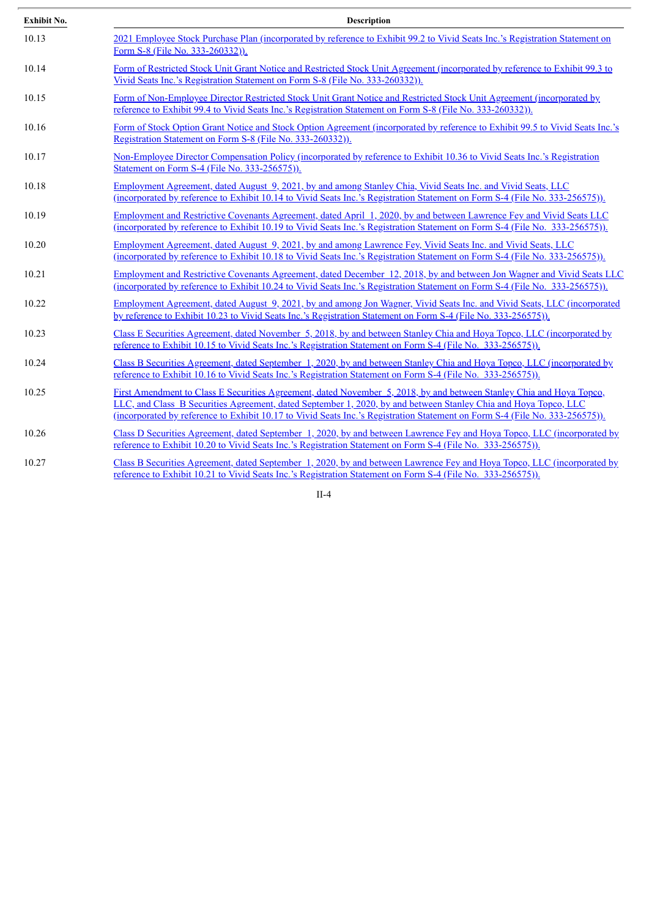| Exhibit No. | Description |
| --- | --- |
| 10.13 | 2021 Employee Stock Purchase Plan (incorporated by reference to Exhibit 99.2 to Vivid Seats Inc.'s Registration Statement on Form S-8 (File No. 333-260332)). |
| 10.14 | Form of Restricted Stock Unit Grant Notice and Restricted Stock Unit Agreement (incorporated by reference to Exhibit 99.3 to Vivid Seats Inc.'s Registration Statement on Form S-8 (File No. 333-260332)). |
| 10.15 | Form of Non-Employee Director Restricted Stock Unit Grant Notice and Restricted Stock Unit Agreement (incorporated by reference to Exhibit 99.4 to Vivid Seats Inc.'s Registration Statement on Form S-8 (File No. 333-260332)). |
| 10.16 | Form of Stock Option Grant Notice and Stock Option Agreement (incorporated by reference to Exhibit 99.5 to Vivid Seats Inc.'s Registration Statement on Form S-8 (File No. 333-260332)). |
| 10.17 | Non-Employee Director Compensation Policy (incorporated by reference to Exhibit 10.36 to Vivid Seats Inc.'s Registration Statement on Form S-4 (File No. 333-256575)). |
| 10.18 | Employment Agreement, dated August 9, 2021, by and among Stanley Chia, Vivid Seats Inc. and Vivid Seats, LLC (incorporated by reference to Exhibit 10.14 to Vivid Seats Inc.'s Registration Statement on Form S-4 (File No. 333-256575)). |
| 10.19 | Employment and Restrictive Covenants Agreement, dated April 1, 2020, by and between Lawrence Fey and Vivid Seats LLC (incorporated by reference to Exhibit 10.19 to Vivid Seats Inc.'s Registration Statement on Form S-4 (File No. 333-256575)). |
| 10.20 | Employment Agreement, dated August 9, 2021, by and among Lawrence Fey, Vivid Seats Inc. and Vivid Seats, LLC (incorporated by reference to Exhibit 10.18 to Vivid Seats Inc.'s Registration Statement on Form S-4 (File No. 333-256575)). |
| 10.21 | Employment and Restrictive Covenants Agreement, dated December 12, 2018, by and between Jon Wagner and Vivid Seats LLC (incorporated by reference to Exhibit 10.24 to Vivid Seats Inc.'s Registration Statement on Form S-4 (File No. 333-256575)). |
| 10.22 | Employment Agreement, dated August 9, 2021, by and among Jon Wagner, Vivid Seats Inc. and Vivid Seats, LLC (incorporated by reference to Exhibit 10.23 to Vivid Seats Inc.'s Registration Statement on Form S-4 (File No. 333-256575)). |
| 10.23 | Class E Securities Agreement, dated November 5, 2018, by and between Stanley Chia and Hoya Topco, LLC (incorporated by reference to Exhibit 10.15 to Vivid Seats Inc.'s Registration Statement on Form S-4 (File No. 333-256575)). |
| 10.24 | Class B Securities Agreement, dated September 1, 2020, by and between Stanley Chia and Hoya Topco, LLC (incorporated by reference to Exhibit 10.16 to Vivid Seats Inc.'s Registration Statement on Form S-4 (File No. 333-256575)). |
| 10.25 | First Amendment to Class E Securities Agreement, dated November 5, 2018, by and between Stanley Chia and Hoya Topco, LLC, and Class B Securities Agreement, dated September 1, 2020, by and between Stanley Chia and Hoya Topco, LLC (incorporated by reference to Exhibit 10.17 to Vivid Seats Inc.'s Registration Statement on Form S-4 (File No. 333-256575)). |
| 10.26 | Class D Securities Agreement, dated September 1, 2020, by and between Lawrence Fey and Hoya Topco, LLC (incorporated by reference to Exhibit 10.20 to Vivid Seats Inc.'s Registration Statement on Form S-4 (File No. 333-256575)). |
| 10.27 | Class B Securities Agreement, dated September 1, 2020, by and between Lawrence Fey and Hoya Topco, LLC (incorporated by reference to Exhibit 10.21 to Vivid Seats Inc.'s Registration Statement on Form S-4 (File No. 333-256575)). |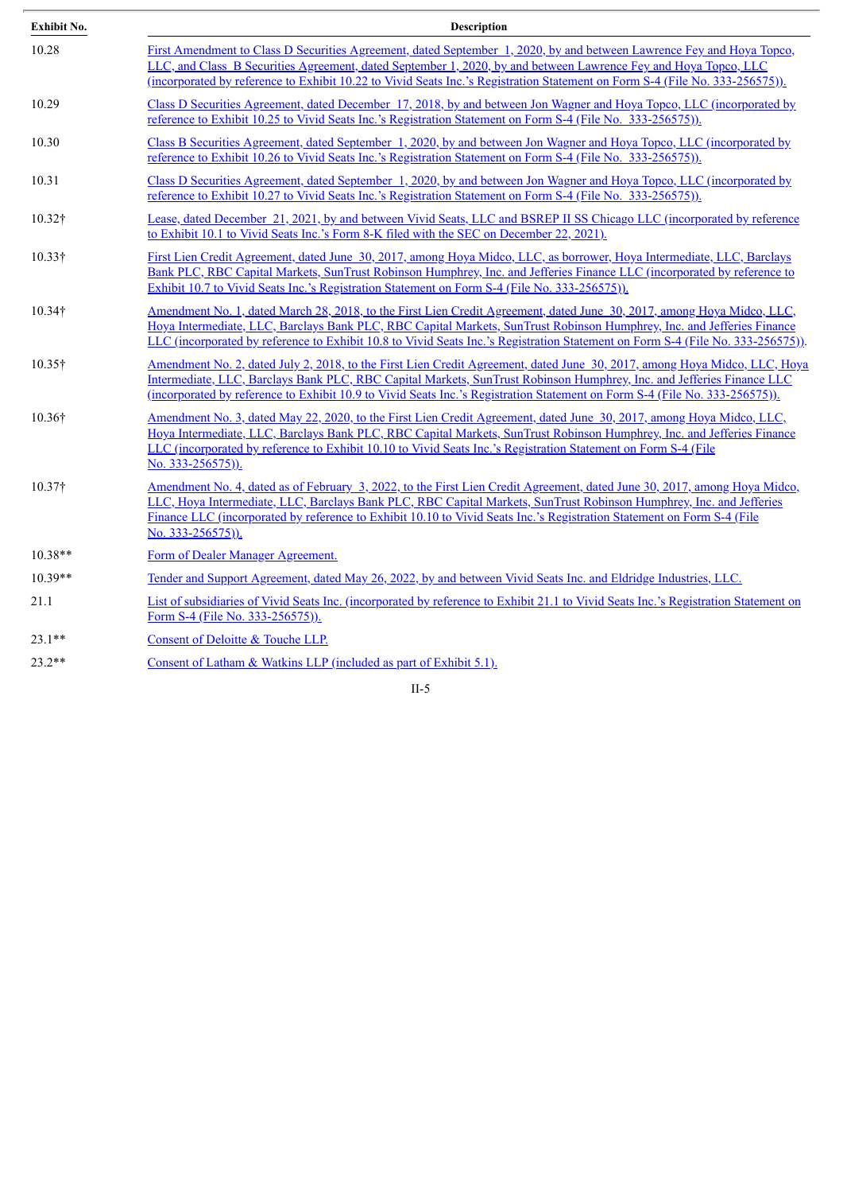| Exhibit No. | Description |
|---|---|
| 10.28 | First Amendment to Class D Securities Agreement, dated September 1, 2020, by and between Lawrence Fey and Hoya Topco, LLC, and Class B Securities Agreement, dated September 1, 2020, by and between Lawrence Fey and Hoya Topco, LLC (incorporated by reference to Exhibit 10.22 to Vivid Seats Inc.'s Registration Statement on Form S-4 (File No. 333-256575)). |
| 10.29 | Class D Securities Agreement, dated December 17, 2018, by and between Jon Wagner and Hoya Topco, LLC (incorporated by reference to Exhibit 10.25 to Vivid Seats Inc.'s Registration Statement on Form S-4 (File No. 333-256575)). |
| 10.30 | Class B Securities Agreement, dated September 1, 2020, by and between Jon Wagner and Hoya Topco, LLC (incorporated by reference to Exhibit 10.26 to Vivid Seats Inc.'s Registration Statement on Form S-4 (File No. 333-256575)). |
| 10.31 | Class D Securities Agreement, dated September 1, 2020, by and between Jon Wagner and Hoya Topco, LLC (incorporated by reference to Exhibit 10.27 to Vivid Seats Inc.'s Registration Statement on Form S-4 (File No. 333-256575)). |
| 10.32† | Lease, dated December 21, 2021, by and between Vivid Seats, LLC and BSREP II SS Chicago LLC (incorporated by reference to Exhibit 10.1 to Vivid Seats Inc.'s Form 8-K filed with the SEC on December 22, 2021). |
| 10.33† | First Lien Credit Agreement, dated June 30, 2017, among Hoya Midco, LLC, as borrower, Hoya Intermediate, LLC, Barclays Bank PLC, RBC Capital Markets, SunTrust Robinson Humphrey, Inc. and Jefferies Finance LLC (incorporated by reference to Exhibit 10.7 to Vivid Seats Inc.'s Registration Statement on Form S-4 (File No. 333-256575)). |
| 10.34† | Amendment No. 1, dated March 28, 2018, to the First Lien Credit Agreement, dated June 30, 2017, among Hoya Midco, LLC, Hoya Intermediate, LLC, Barclays Bank PLC, RBC Capital Markets, SunTrust Robinson Humphrey, Inc. and Jefferies Finance LLC (incorporated by reference to Exhibit 10.8 to Vivid Seats Inc.'s Registration Statement on Form S-4 (File No. 333-256575)). |
| 10.35† | Amendment No. 2, dated July 2, 2018, to the First Lien Credit Agreement, dated June 30, 2017, among Hoya Midco, LLC, Hoya Intermediate, LLC, Barclays Bank PLC, RBC Capital Markets, SunTrust Robinson Humphrey, Inc. and Jefferies Finance LLC (incorporated by reference to Exhibit 10.9 to Vivid Seats Inc.'s Registration Statement on Form S-4 (File No. 333-256575)). |
| 10.36† | Amendment No. 3, dated May 22, 2020, to the First Lien Credit Agreement, dated June 30, 2017, among Hoya Midco, LLC, Hoya Intermediate, LLC, Barclays Bank PLC, RBC Capital Markets, SunTrust Robinson Humphrey, Inc. and Jefferies Finance LLC (incorporated by reference to Exhibit 10.10 to Vivid Seats Inc.'s Registration Statement on Form S-4 (File No. 333-256575)). |
| 10.37† | Amendment No. 4, dated as of February 3, 2022, to the First Lien Credit Agreement, dated June 30, 2017, among Hoya Midco, LLC, Hoya Intermediate, LLC, Barclays Bank PLC, RBC Capital Markets, SunTrust Robinson Humphrey, Inc. and Jefferies Finance LLC (incorporated by reference to Exhibit 10.10 to Vivid Seats Inc.'s Registration Statement on Form S-4 (File No. 333-256575)). |
| 10.38** | Form of Dealer Manager Agreement. |
| 10.39** | Tender and Support Agreement, dated May 26, 2022, by and between Vivid Seats Inc. and Eldridge Industries, LLC. |
| 21.1 | List of subsidiaries of Vivid Seats Inc. (incorporated by reference to Exhibit 21.1 to Vivid Seats Inc.'s Registration Statement on Form S-4 (File No. 333-256575)). |
| 23.1** | Consent of Deloitte & Touche LLP. |
| 23.2** | Consent of Latham & Watkins LLP (included as part of Exhibit 5.1). |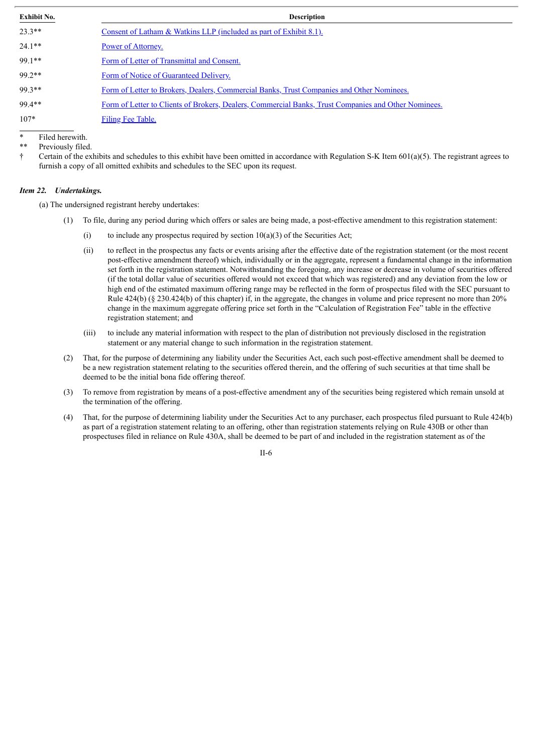| Exhibit No. | Description |
|---|---|
| 23.3** | Consent of Latham & Watkins LLP (included as part of Exhibit 8.1). |
| 24.1** | Power of Attorney. |
| 99.1** | Form of Letter of Transmittal and Consent. |
| 99.2** | Form of Notice of Guaranteed Delivery. |
| 99.3** | Form of Letter to Brokers, Dealers, Commercial Banks, Trust Companies and Other Nominees. |
| 99.4** | Form of Letter to Clients of Brokers, Dealers, Commercial Banks, Trust Companies and Other Nominees. |
| 107* | Filing Fee Table. |

\* Filed herewith.

\*\* Previously filed.

† Certain of the exhibits and schedules to this exhibit have been omitted in accordance with Regulation S-K Item 601(a)(5). The registrant agrees to furnish a copy of all omitted exhibits and schedules to the SEC upon its request.

***Item 22. Undertakings.***

(a) The undersigned registrant hereby undertakes:

(1) To file, during any period during which offers or sales are being made, a post-effective amendment to this registration statement:

(i) to include any prospectus required by section 10(a)(3) of the Securities Act;

(ii) to reflect in the prospectus any facts or events arising after the effective date of the registration statement (or the most recent post-effective amendment thereof) which, individually or in the aggregate, represent a fundamental change in the information set forth in the registration statement. Notwithstanding the foregoing, any increase or decrease in volume of securities offered (if the total dollar value of securities offered would not exceed that which was registered) and any deviation from the low or high end of the estimated maximum offering range may be reflected in the form of prospectus filed with the SEC pursuant to Rule 424(b) (§ 230.424(b) of this chapter) if, in the aggregate, the changes in volume and price represent no more than 20% change in the maximum aggregate offering price set forth in the "Calculation of Registration Fee" table in the effective registration statement; and

(iii) to include any material information with respect to the plan of distribution not previously disclosed in the registration statement or any material change to such information in the registration statement.

(2) That, for the purpose of determining any liability under the Securities Act, each such post-effective amendment shall be deemed to be a new registration statement relating to the securities offered therein, and the offering of such securities at that time shall be deemed to be the initial bona fide offering thereof.

(3) To remove from registration by means of a post-effective amendment any of the securities being registered which remain unsold at the termination of the offering.

(4) That, for the purpose of determining liability under the Securities Act to any purchaser, each prospectus filed pursuant to Rule 424(b) as part of a registration statement relating to an offering, other than registration statements relying on Rule 430B or other than prospectuses filed in reliance on Rule 430A, shall be deemed to be part of and included in the registration statement as of the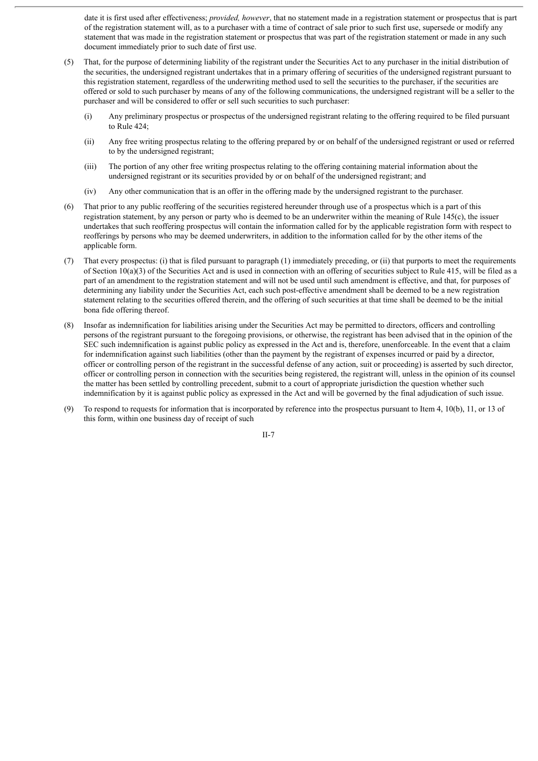date it is first used after effectiveness; *provided, however*, that no statement made in a registration statement or prospectus that is part of the registration statement will, as to a purchaser with a time of contract of sale prior to such first use, supersede or modify any statement that was made in the registration statement or prospectus that was part of the registration statement or made in any such document immediately prior to such date of first use.

(5) That, for the purpose of determining liability of the registrant under the Securities Act to any purchaser in the initial distribution of the securities, the undersigned registrant undertakes that in a primary offering of securities of the undersigned registrant pursuant to this registration statement, regardless of the underwriting method used to sell the securities to the purchaser, if the securities are offered or sold to such purchaser by means of any of the following communications, the undersigned registrant will be a seller to the purchaser and will be considered to offer or sell such securities to such purchaser:

(i) Any preliminary prospectus or prospectus of the undersigned registrant relating to the offering required to be filed pursuant to Rule 424;

(ii) Any free writing prospectus relating to the offering prepared by or on behalf of the undersigned registrant or used or referred to by the undersigned registrant;

(iii) The portion of any other free writing prospectus relating to the offering containing material information about the undersigned registrant or its securities provided by or on behalf of the undersigned registrant; and

(iv) Any other communication that is an offer in the offering made by the undersigned registrant to the purchaser.

(6) That prior to any public reoffering of the securities registered hereunder through use of a prospectus which is a part of this registration statement, by any person or party who is deemed to be an underwriter within the meaning of Rule 145(c), the issuer undertakes that such reoffering prospectus will contain the information called for by the applicable registration form with respect to reofferings by persons who may be deemed underwriters, in addition to the information called for by the other items of the applicable form.

(7) That every prospectus: (i) that is filed pursuant to paragraph (1) immediately preceding, or (ii) that purports to meet the requirements of Section 10(a)(3) of the Securities Act and is used in connection with an offering of securities subject to Rule 415, will be filed as a part of an amendment to the registration statement and will not be used until such amendment is effective, and that, for purposes of determining any liability under the Securities Act, each such post-effective amendment shall be deemed to be a new registration statement relating to the securities offered therein, and the offering of such securities at that time shall be deemed to be the initial bona fide offering thereof.

(8) Insofar as indemnification for liabilities arising under the Securities Act may be permitted to directors, officers and controlling persons of the registrant pursuant to the foregoing provisions, or otherwise, the registrant has been advised that in the opinion of the SEC such indemnification is against public policy as expressed in the Act and is, therefore, unenforceable. In the event that a claim for indemnification against such liabilities (other than the payment by the registrant of expenses incurred or paid by a director, officer or controlling person of the registrant in the successful defense of any action, suit or proceeding) is asserted by such director, officer or controlling person in connection with the securities being registered, the registrant will, unless in the opinion of its counsel the matter has been settled by controlling precedent, submit to a court of appropriate jurisdiction the question whether such indemnification by it is against public policy as expressed in the Act and will be governed by the final adjudication of such issue.

(9) To respond to requests for information that is incorporated by reference into the prospectus pursuant to Item 4, 10(b), 11, or 13 of this form, within one business day of receipt of such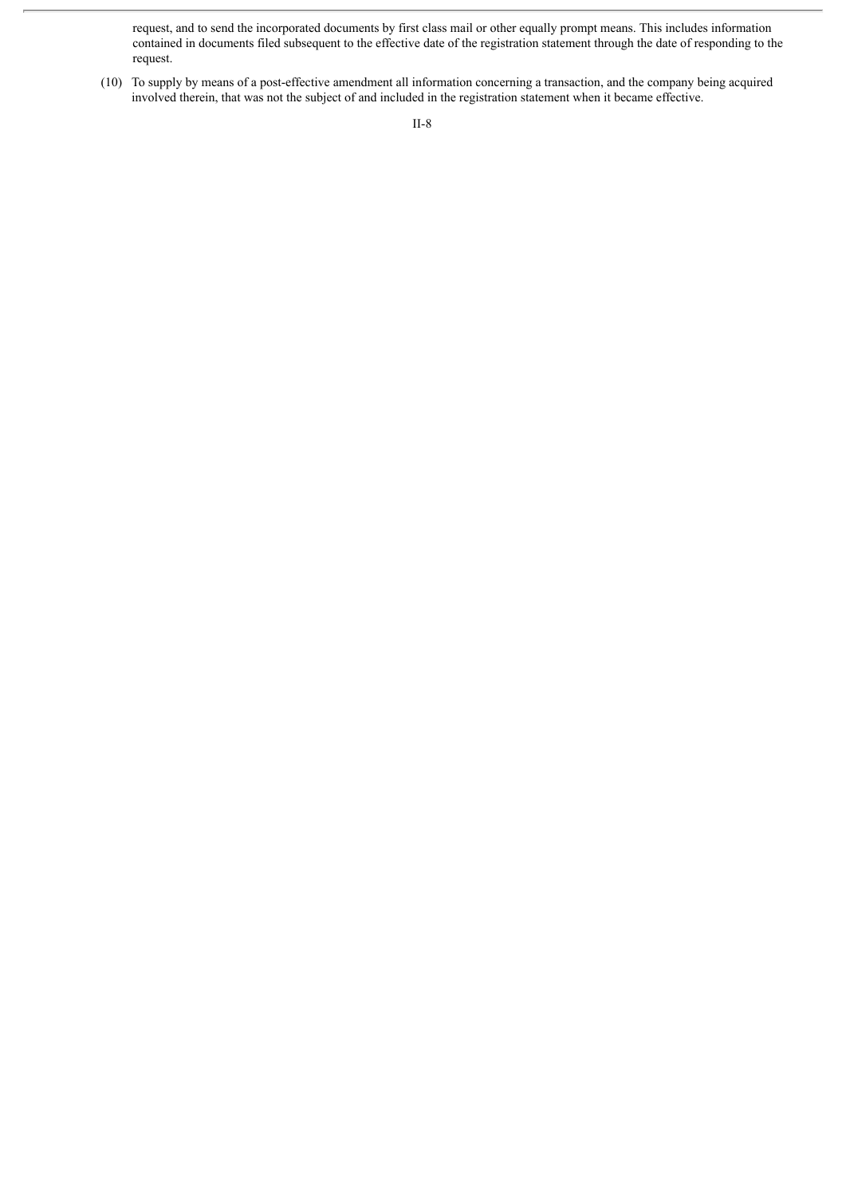request, and to send the incorporated documents by first class mail or other equally prompt means. This includes information contained in documents filed subsequent to the effective date of the registration statement through the date of responding to the request.

(10) To supply by means of a post-effective amendment all information concerning a transaction, and the company being acquired involved therein, that was not the subject of and included in the registration statement when it became effective.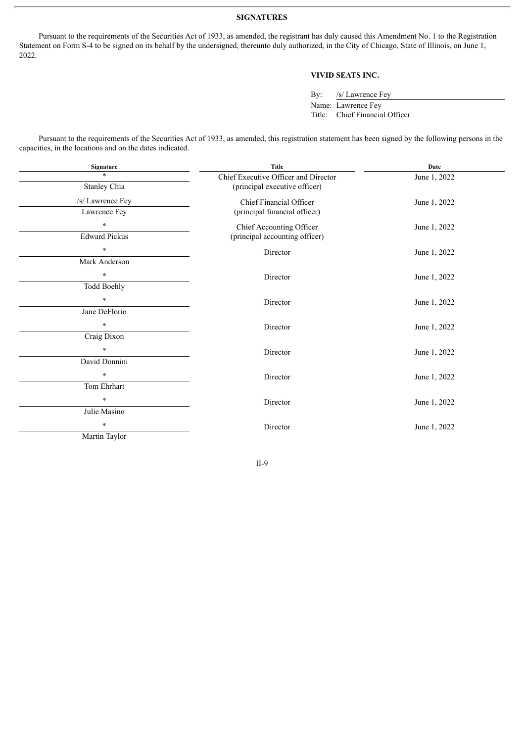## SIGNATURES

Pursuant to the requirements of the Securities Act of 1933, as amended, the registrant has duly caused this Amendment No. 1 to the Registration Statement on Form S-4 to be signed on its behalf by the undersigned, thereunto duly authorized, in the City of Chicago, State of Illinois, on June 1, 2022.

**VIVID SEATS INC.**

By: /s/ Lawrence Fey
Name: Lawrence Fey
Title: Chief Financial Officer

Pursuant to the requirements of the Securities Act of 1933, as amended, this registration statement has been signed by the following persons in the capacities, in the locations and on the dates indicated.

| Signature | Title | Date |
|---|---|---|
| * <br> Stanley Chia | Chief Executive Officer and Director (principal executive officer) | June 1, 2022 |
| /s/ Lawrence Fey <br> Lawrence Fey | Chief Financial Officer (principal financial officer) | June 1, 2022 |
| * <br> Edward Pickus | Chief Accounting Officer (principal accounting officer) | June 1, 2022 |
| * <br> Mark Anderson | Director | June 1, 2022 |
| * <br> Todd Boehly | Director | June 1, 2022 |
| * <br> Jane DeFlorio | Director | June 1, 2022 |
| * <br> Craig Dixon | Director | June 1, 2022 |
| * <br> David Donnini | Director | June 1, 2022 |
| * <br> Tom Ehrhart | Director | June 1, 2022 |
| * <br> Julie Masino | Director | June 1, 2022 |
| * <br> Martin Taylor | Director | June 1, 2022 |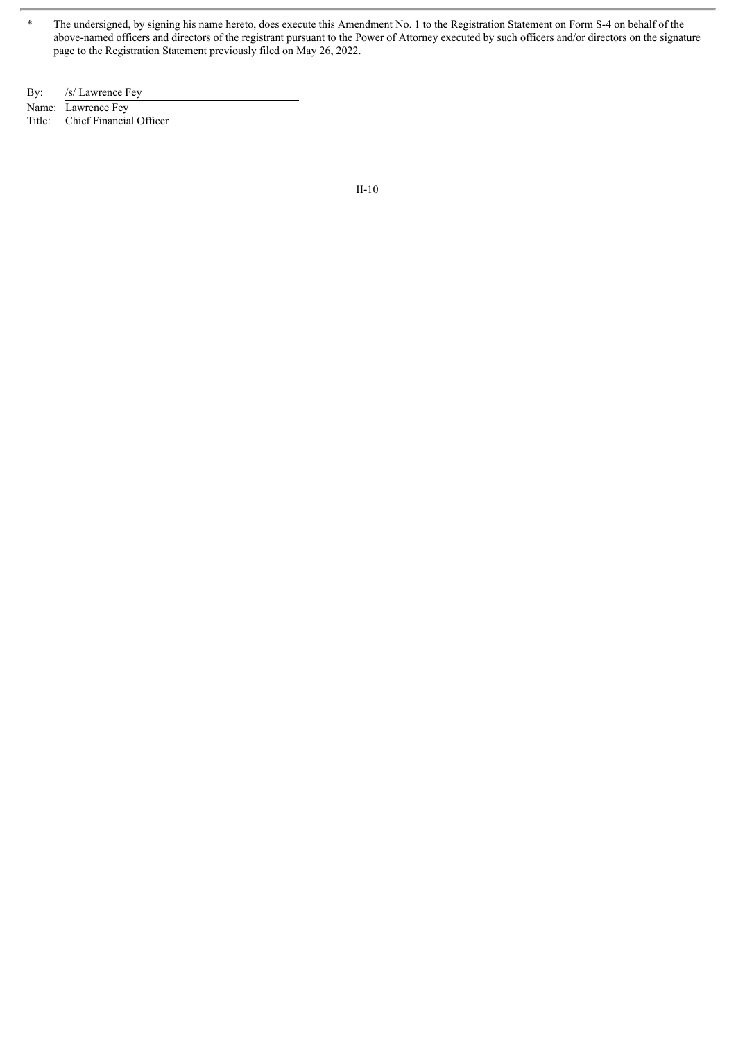\* The undersigned, by signing his name hereto, does execute this Amendment No. 1 to the Registration Statement on Form S-4 on behalf of the above-named officers and directors of the registrant pursuant to the Power of Attorney executed by such officers and/or directors on the signature page to the Registration Statement previously filed on May 26, 2022.

By: /s/ Lawrence Fey
Name: Lawrence Fey
Title: Chief Financial Officer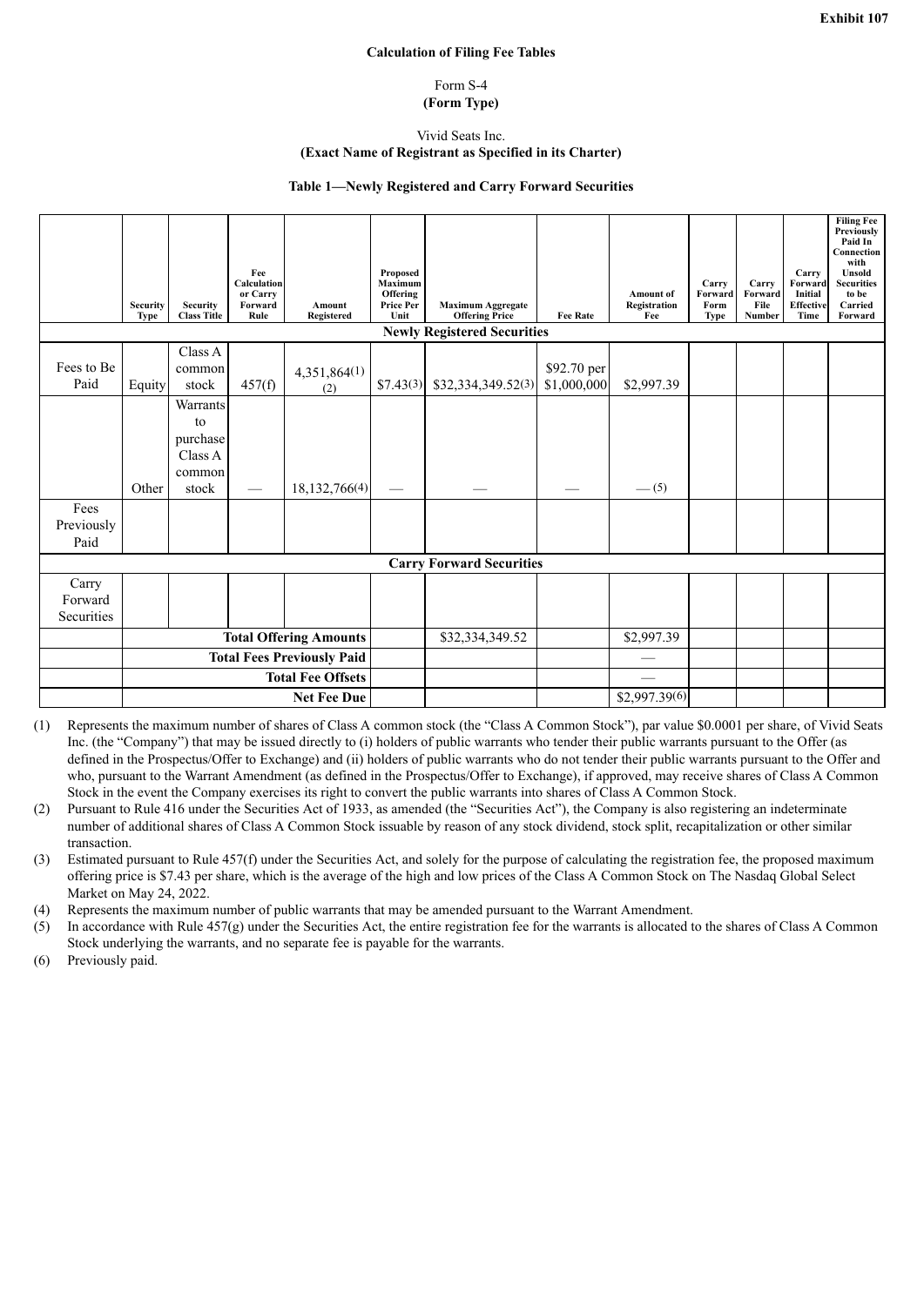Exhibit 107

**Calculation of Filing Fee Tables**

Form S-4
**(Form Type)**

Vivid Seats Inc.
**(Exact Name of Registrant as Specified in its Charter)**

**Table 1—Newly Registered and Carry Forward Securities**

| | Security Type | Security Class Title | Fee Calculation or Carry Forward Rule | Amount Registered | Proposed Maximum Offering Price Per Unit | Maximum Aggregate Offering Price | Fee Rate | Amount of Registration Fee | Carry Forward Form Type | Carry Forward File Number | Carry Forward Initial Effective Time | Filing Fee Previously Paid In Connection with Unsold Securities to be Carried Forward |
|---|---|---|---|---|---|---|---|---|---|---|---|---|
| | | | | | | **Newly Registered Securities** | | | | | | |
| Fees to Be Paid | Equity | Class A common stock | 457(f) | 4,351,864(1)(2) | $7.43(3) | $32,334,349.52(3) | $92.70 per $1,000,000 | $2,997.39 | | | | |
| | Other | Warrants to purchase Class A common stock | — | 18,132,766(4) | — | — | — | —(5) | | | | |
| Fees Previously Paid | | | | | | | | | | | | |
| | | | | | | **Carry Forward Securities** | | | | | | |
| Carry Forward Securities | | | | | | | | | | | | |
| | **Total Offering Amounts** | | | | | $32,334,349.52 | | $2,997.39 | | | | |
| | **Total Fees Previously Paid** | | | | | | | — | | | | |
| | **Total Fee Offsets** | | | | | | | — | | | | |
| | **Net Fee Due** | | | | | | | $2,997.39(6) | | | | |

(1) Represents the maximum number of shares of Class A common stock (the "Class A Common Stock"), par value $0.0001 per share, of Vivid Seats Inc. (the "Company") that may be issued directly to (i) holders of public warrants who tender their public warrants pursuant to the Offer (as defined in the Prospectus/Offer to Exchange) and (ii) holders of public warrants who do not tender their public warrants pursuant to the Offer and who, pursuant to the Warrant Amendment (as defined in the Prospectus/Offer to Exchange), if approved, may receive shares of Class A Common Stock in the event the Company exercises its right to convert the public warrants into shares of Class A Common Stock.

(2) Pursuant to Rule 416 under the Securities Act of 1933, as amended (the "Securities Act"), the Company is also registering an indeterminate number of additional shares of Class A Common Stock issuable by reason of any stock dividend, stock split, recapitalization or other similar transaction.

(3) Estimated pursuant to Rule 457(f) under the Securities Act, and solely for the purpose of calculating the registration fee, the proposed maximum offering price is $7.43 per share, which is the average of the high and low prices of the Class A Common Stock on The Nasdaq Global Select Market on May 24, 2022.

(4) Represents the maximum number of public warrants that may be amended pursuant to the Warrant Amendment.

(5) In accordance with Rule 457(g) under the Securities Act, the entire registration fee for the warrants is allocated to the shares of Class A Common Stock underlying the warrants, and no separate fee is payable for the warrants.

(6) Previously paid.